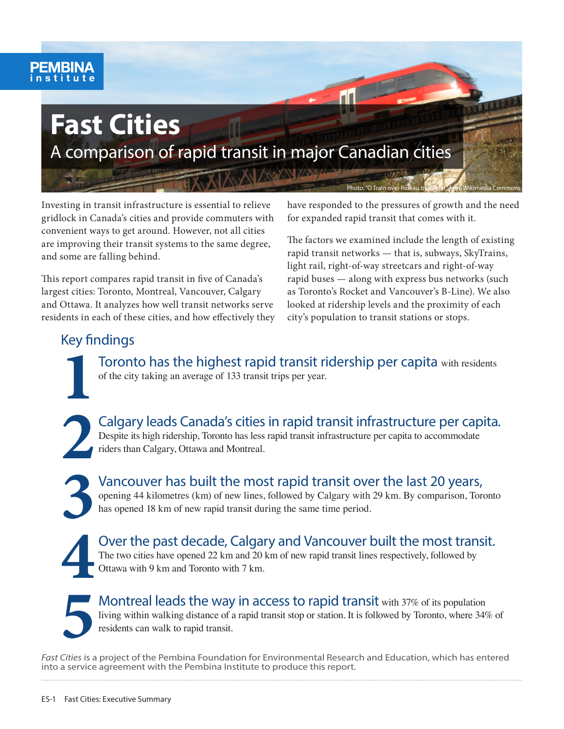PEMBINA institute

# Fast Cities

## A comparison of rapid transit in major Canadian cities

Photo: "O Train over Rideau by Wilder", from Wikimedia Commons

Investing in transit infrastructure is essential to relieve gridlock in Canada's cities and provide commuters with convenient ways to get around. However, not all cities are improving their transit systems to the same degree, and some are falling behind.

This report compares rapid transit in five of Canada's largest cities: Toronto, Montreal, Vancouver, Calgary and Ottawa. It analyzes how well transit networks serve residents in each of these cities, and how effectively they have responded to the pressures of growth and the need for expanded rapid transit that comes with it.

The factors we examined include the length of existing rapid transit networks — that is, subways, SkyTrains, light rail, right-of-way streetcars and right-of-way rapid buses — along with express bus networks (such as Toronto's Rocket and Vancouver's B-Line). We also looked at ridership levels and the proximity of each city's population to transit stations or stops.

## Key findings

1. **Toronto has the highest rapid transit ridership per capita** with residents of the city taking an average of 133 transit trips per year.

2. **Calgary leads Canada's cities in rapid transit infrastructure per capita.** Despite its high ridership, Toronto has less rapid transit infrastructure per capita to accommodate riders than Calgary, Ottawa and Montreal.

3. **Vancouver has built the most rapid transit over the last 20 years,** opening 44 kilometres (km) of new lines, followed by Calgary with 29 km. By comparison, Toronto has opened 18 km of new rapid transit during the same time period.

4. **Over the past decade, Calgary and Vancouver built the most transit.** The two cities have opened 22 km and 20 km of new rapid transit lines respectively, followed by Ottawa with 9 km and Toronto with 7 km.

5. **Montreal leads the way in access to rapid transit** with 37% of its population living within walking distance of a rapid transit stop or station. It is followed by Toronto, where 34% of residents can walk to rapid transit.

*Fast Cities* is a project of the Pembina Foundation for Environmental Research and Education, which has entered into a service agreement with the Pembina Institute to produce this report.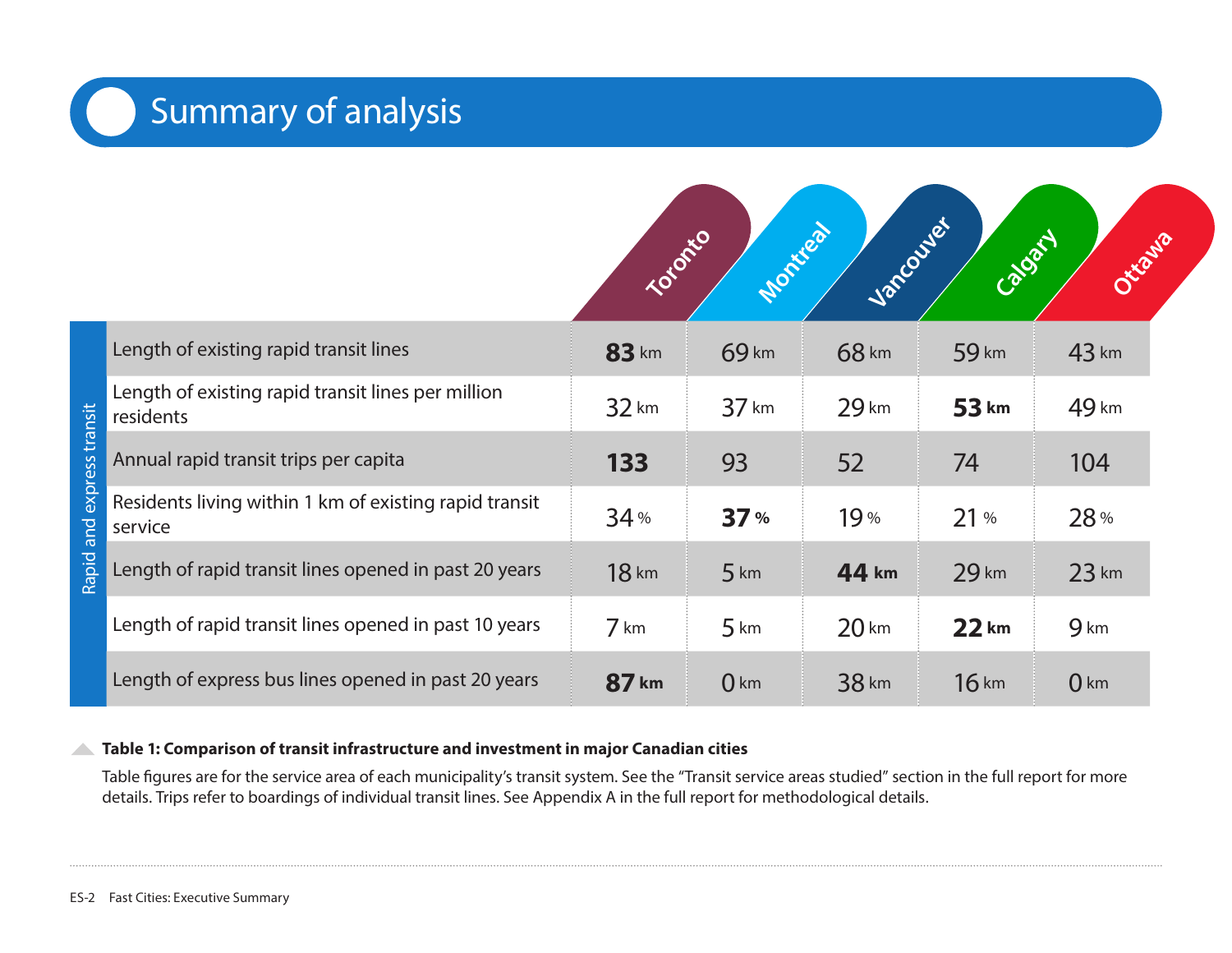# Summary of analysis

| Rapid and express transit | Toronto | Montreal | Vancouver | Calgary | Ottawa |
| --- | --- | --- | --- | --- | --- |
| Length of existing rapid transit lines | **83** km | 69 km | 68 km | 59 km | 43 km |
| Length of existing rapid transit lines per million residents | 32 km | 37 km | 29 km | **53 km** | 49 km |
| Annual rapid transit trips per capita | **133** | 93 | 52 | 74 | 104 |
| Residents living within 1 km of existing rapid transit service | 34 % | **37 %** | 19 % | 21 % | 28 % |
| Length of rapid transit lines opened in past 20 years | 18 km | 5 km | **44 km** | 29 km | 23 km |
| Length of rapid transit lines opened in past 10 years | 7 km | 5 km | 20 km | **22 km** | 9 km |
| Length of express bus lines opened in past 20 years | **87 km** | 0 km | 38 km | 16 km | 0 km |

**Table 1: Comparison of transit infrastructure and investment in major Canadian cities**

Table figures are for the service area of each municipality's transit system. See the "Transit service areas studied" section in the full report for more details. Trips refer to boardings of individual transit lines. See Appendix A in the full report for methodological details.